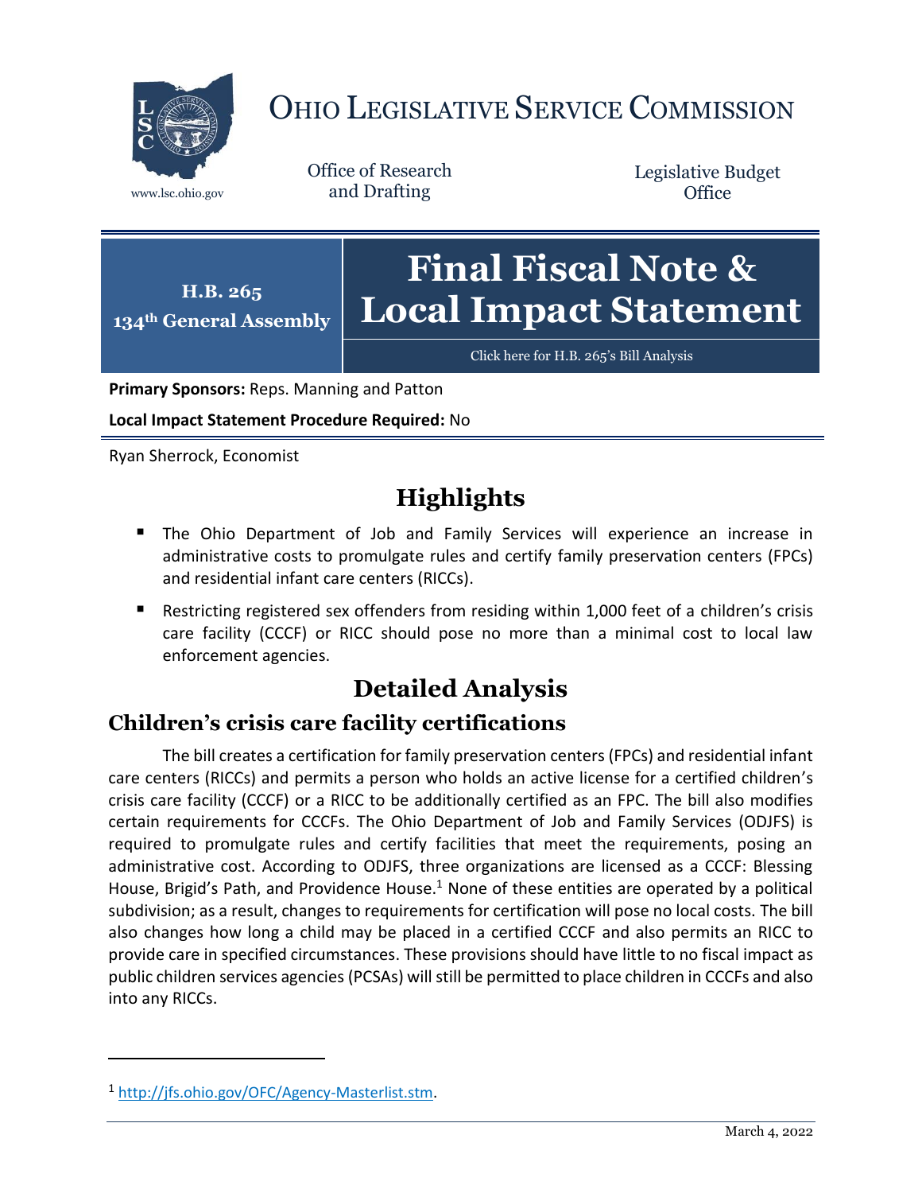# OHIO LEGISLATIVE SERVICE COMMISSION

www.lsc.ohio.gov

Office of Research and Drafting

Legislative Budget Office

**H.B. 265**
**134th General Assembly**

# Final Fiscal Note & Local Impact Statement

Click here for H.B. 265's Bill Analysis

**Primary Sponsors:** Reps. Manning and Patton

**Local Impact Statement Procedure Required:** No

Ryan Sherrock, Economist

## Highlights

- The Ohio Department of Job and Family Services will experience an increase in administrative costs to promulgate rules and certify family preservation centers (FPCs) and residential infant care centers (RICCs).
- Restricting registered sex offenders from residing within 1,000 feet of a children's crisis care facility (CCCF) or RICC should pose no more than a minimal cost to local law enforcement agencies.

## Detailed Analysis

### Children's crisis care facility certifications

The bill creates a certification for family preservation centers (FPCs) and residential infant care centers (RICCs) and permits a person who holds an active license for a certified children's crisis care facility (CCCF) or a RICC to be additionally certified as an FPC. The bill also modifies certain requirements for CCCFs. The Ohio Department of Job and Family Services (ODJFS) is required to promulgate rules and certify facilities that meet the requirements, posing an administrative cost. According to ODJFS, three organizations are licensed as a CCCF: Blessing House, Brigid's Path, and Providence House.[1] None of these entities are operated by a political subdivision; as a result, changes to requirements for certification will pose no local costs. The bill also changes how long a child may be placed in a certified CCCF and also permits an RICC to provide care in specified circumstances. These provisions should have little to no fiscal impact as public children services agencies (PCSAs) will still be permitted to place children in CCCFs and also into any RICCs.

---

[1] http://jfs.ohio.gov/OFC/Agency-Masterlist.stm.

March 4, 2022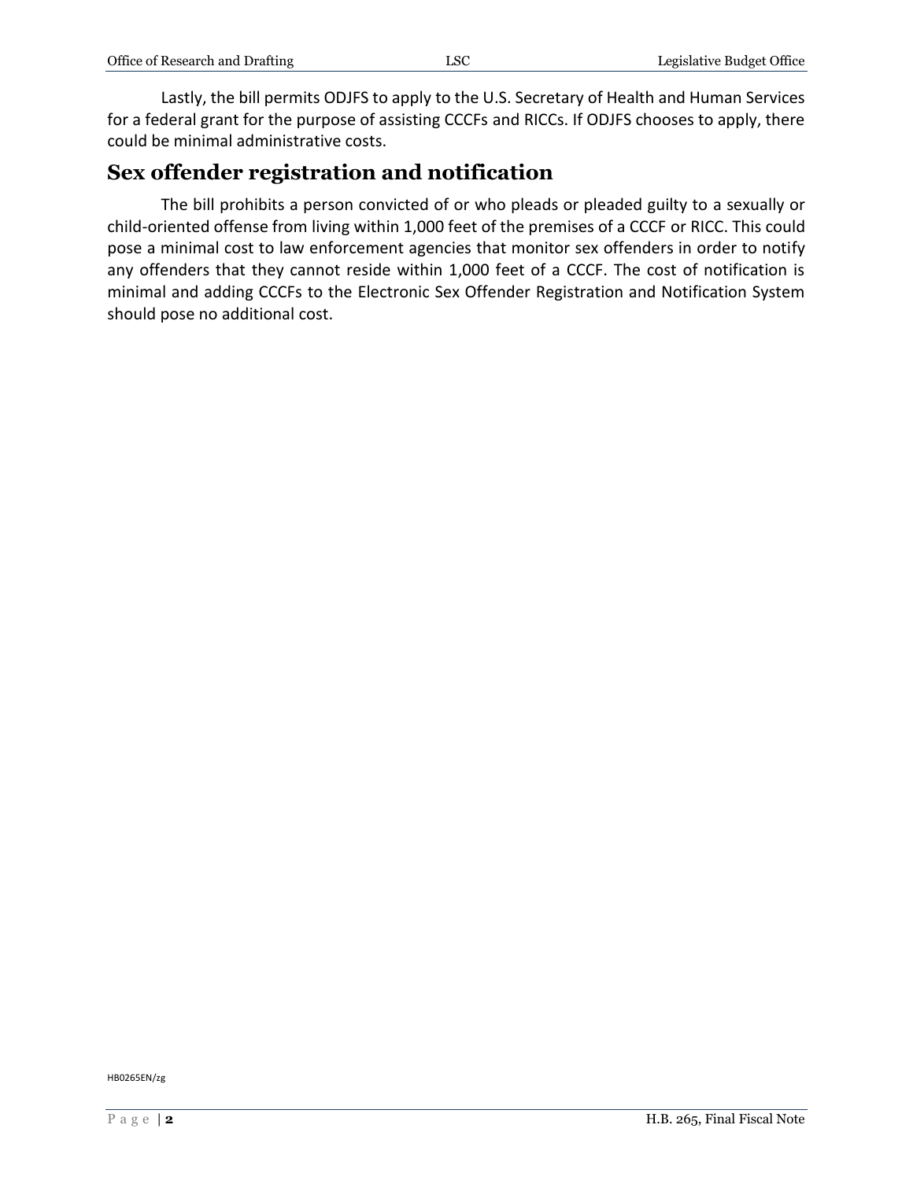Lastly, the bill permits ODJFS to apply to the U.S. Secretary of Health and Human Services for a federal grant for the purpose of assisting CCCFs and RICCs. If ODJFS chooses to apply, there could be minimal administrative costs.

## Sex offender registration and notification

The bill prohibits a person convicted of or who pleads or pleaded guilty to a sexually or child-oriented offense from living within 1,000 feet of the premises of a CCCF or RICC. This could pose a minimal cost to law enforcement agencies that monitor sex offenders in order to notify any offenders that they cannot reside within 1,000 feet of a CCCF. The cost of notification is minimal and adding CCCFs to the Electronic Sex Offender Registration and Notification System should pose no additional cost.

HB0265EN/zg